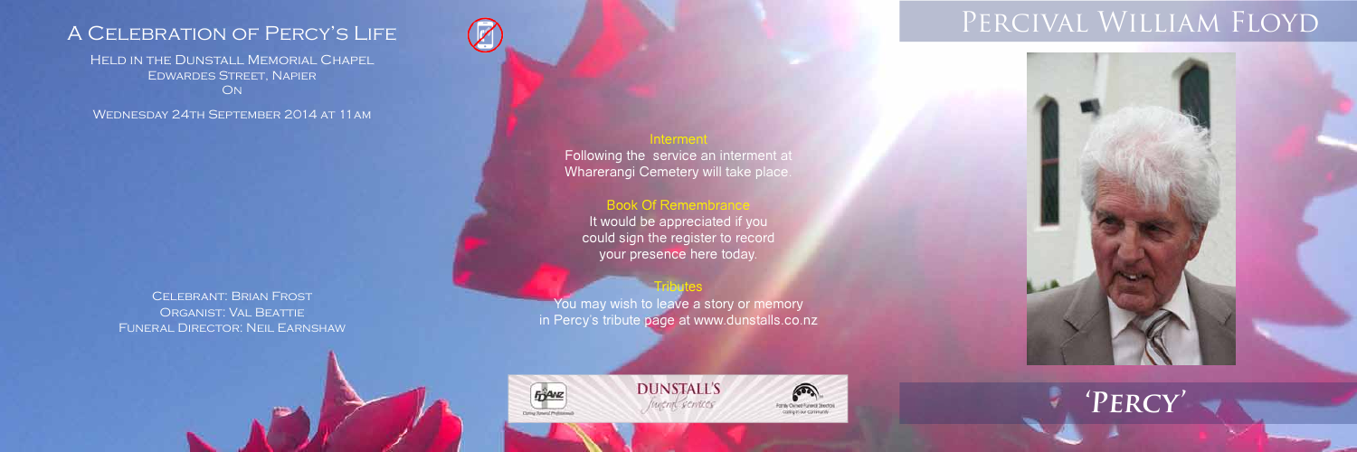# A Celebration of Percy's Life

Held in the Dunstall Memorial Chapel
Edwardes Street, Napier
On

Wednesday 24th September 2014 at 11am

Celebrant: Brian Frost
Organist: Val Beattie
Funeral Director: Neil Earnshaw

### Interment

Following the service an interment at Wharerangi Cemetery will take place.

### Book Of Remembrance

It would be appreciated if you could sign the register to record your presence here today.

### Tributes

You may wish to leave a story or memory in Percy's tribute page at www.dunstalls.co.nz

DUNSTALL'S
Funeral Services

# Percival William Floyd

## *'Percy'*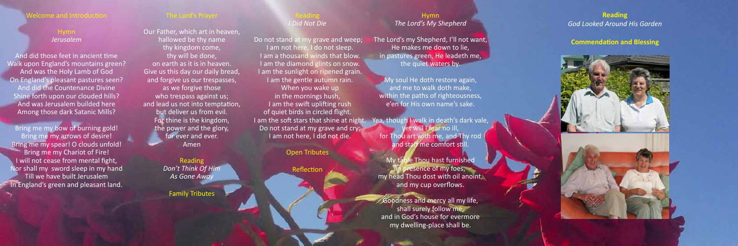## Welcome and Introduction

### Hymn
*Jerusalem*

And did those feet in ancient time
Walk upon England's mountains green?
And was the Holy Lamb of God
On England's pleasant pastures seen?
And did the Countenance Divine
Shine forth upon our clouded hills?
And was Jerusalem builded here
Among those dark Satanic Mills?

Bring me my bow of burning gold!
Bring me my arrows of desire!
Bring me my spear! O clouds unfold!
Bring me my Chariot of Fire!
I will not cease from mental fight,
Nor shall my sword sleep in my hand
Till we have built Jerusalem
In England's green and pleasant land.

## The Lord's Prayer

Our Father, which art in heaven,
hallowed be thy name
thy kingdom come,
thy will be done,
on earth as it is in heaven.
Give us this day our daily bread,
and forgive us our trespasses,
as we forgive those
who trespass against us;
and lead us not into temptation,
but deliver us from evil.
For thine is the kingdom,
the power and the glory,
for ever and ever.
Amen

### Reading
*Don't Think Of Him As Gone Away*

### Family Tributes

### Reading
*I Did Not Die*

Do not stand at my grave and weep;
I am not here, I do not sleep.
I am a thousand winds that blow.
I am the diamond glints on snow.
I am the sunlight on ripened grain.
I am the gentle autumn rain.
When you wake up
in the mornings hush,
I am the swift uplifting rush
of quiet birds in circled flight.
I am the soft stars that shine at night.
Do not stand at my grave and cry;
I am not here, I did not die.

### Open Tributes

### Reflection

### Hymn
*The Lord's My Shepherd*

The Lord's my Shepherd, I'll not want,
He makes me down to lie,
in pastures green, He leadeth me,
the quiet waters by.

My soul He doth restore again,
and me to walk doth make,
within the paths of righteousness,
e'en for His own name's sake.

Yea, though I walk in death's dark vale,
yet will I fear no ill,
for Thou art with me, and Thy rod
and staff me comfort still.

My table Thou hast furnished
in presence of my foes,
my head Thou dost with oil anoint,
and my cup overflows.

Goodness and mercy all my life,
shall surely follow me,
and in God's house for evermore
my dwelling-place shall be.

### Reading
*God Looked Around His Garden*

### Commendation and Blessing